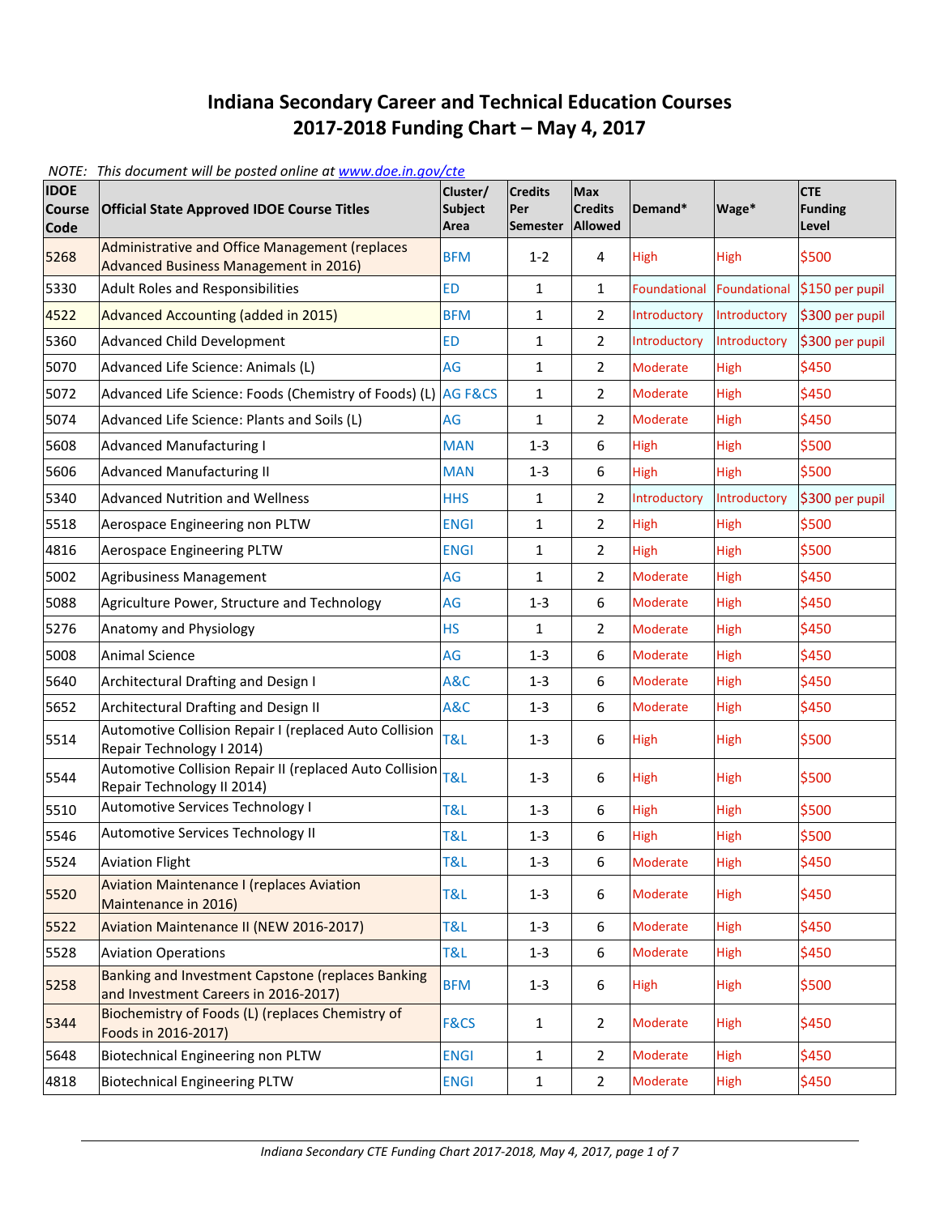# Indiana Secondary Career and Technical Education Courses
# 2017-2018 Funding Chart – May 4, 2017

*NOTE: This document will be posted online at www.doe.in.gov/cte*

| IDOE Course Code | Official State Approved IDOE Course Titles | Cluster/ Subject Area | Credits Per Semester | Max Credits Allowed | Demand* | Wage* | CTE Funding Level |
|---|---|---|---|---|---|---|---|
| 5268 | Administrative and Office Management (replaces Advanced Business Management in 2016) | BFM | 1-2 | 4 | High | High | $500 |
| 5330 | Adult Roles and Responsibilities | ED | 1 | 1 | Foundational | Foundational | $150 per pupil |
| 4522 | Advanced Accounting (added in 2015) | BFM | 1 | 2 | Introductory | Introductory | $300 per pupil |
| 5360 | Advanced Child Development | ED | 1 | 2 | Introductory | Introductory | $300 per pupil |
| 5070 | Advanced Life Science: Animals (L) | AG | 1 | 2 | Moderate | High | $450 |
| 5072 | Advanced Life Science: Foods (Chemistry of Foods) (L) | AG F&CS | 1 | 2 | Moderate | High | $450 |
| 5074 | Advanced Life Science: Plants and Soils (L) | AG | 1 | 2 | Moderate | High | $450 |
| 5608 | Advanced Manufacturing I | MAN | 1-3 | 6 | High | High | $500 |
| 5606 | Advanced Manufacturing II | MAN | 1-3 | 6 | High | High | $500 |
| 5340 | Advanced Nutrition and Wellness | HHS | 1 | 2 | Introductory | Introductory | $300 per pupil |
| 5518 | Aerospace Engineering non PLTW | ENGI | 1 | 2 | High | High | $500 |
| 4816 | Aerospace Engineering PLTW | ENGI | 1 | 2 | High | High | $500 |
| 5002 | Agribusiness Management | AG | 1 | 2 | Moderate | High | $450 |
| 5088 | Agriculture Power, Structure and Technology | AG | 1-3 | 6 | Moderate | High | $450 |
| 5276 | Anatomy and Physiology | HS | 1 | 2 | Moderate | High | $450 |
| 5008 | Animal Science | AG | 1-3 | 6 | Moderate | High | $450 |
| 5640 | Architectural Drafting and Design I | A&C | 1-3 | 6 | Moderate | High | $450 |
| 5652 | Architectural Drafting and Design II | A&C | 1-3 | 6 | Moderate | High | $450 |
| 5514 | Automotive Collision Repair I (replaced Auto Collision Repair Technology I 2014) | T&L | 1-3 | 6 | High | High | $500 |
| 5544 | Automotive Collision Repair II (replaced Auto Collision Repair Technology II 2014) | T&L | 1-3 | 6 | High | High | $500 |
| 5510 | Automotive Services Technology I | T&L | 1-3 | 6 | High | High | $500 |
| 5546 | Automotive Services Technology II | T&L | 1-3 | 6 | High | High | $500 |
| 5524 | Aviation Flight | T&L | 1-3 | 6 | Moderate | High | $450 |
| 5520 | Aviation Maintenance I (replaces Aviation Maintenance in 2016) | T&L | 1-3 | 6 | Moderate | High | $450 |
| 5522 | Aviation Maintenance II (NEW 2016-2017) | T&L | 1-3 | 6 | Moderate | High | $450 |
| 5528 | Aviation Operations | T&L | 1-3 | 6 | Moderate | High | $450 |
| 5258 | Banking and Investment Capstone (replaces Banking and Investment Careers in 2016-2017) | BFM | 1-3 | 6 | High | High | $500 |
| 5344 | Biochemistry of Foods (L) (replaces Chemistry of Foods in 2016-2017) | F&CS | 1 | 2 | Moderate | High | $450 |
| 5648 | Biotechnical Engineering non PLTW | ENGI | 1 | 2 | Moderate | High | $450 |
| 4818 | Biotechnical Engineering PLTW | ENGI | 1 | 2 | Moderate | High | $450 |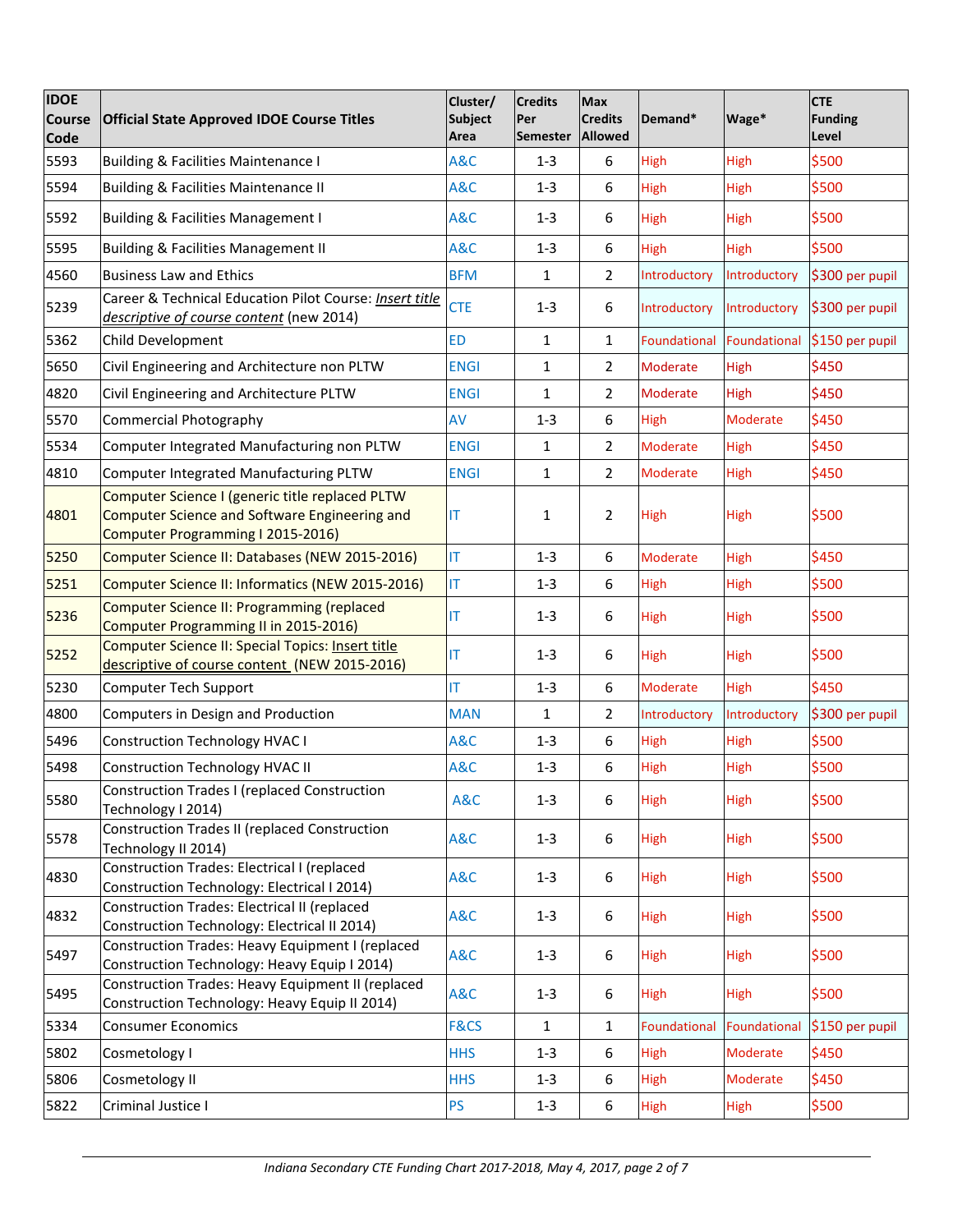| IDOE Course Code | Official State Approved IDOE Course Titles | Cluster/ Subject Area | Credits Per Semester | Max Credits Allowed | Demand* | Wage* | CTE Funding Level |
|---|---|---|---|---|---|---|---|
| 5593 | Building & Facilities Maintenance I | A&C | 1-3 | 6 | High | High | $500 |
| 5594 | Building & Facilities Maintenance II | A&C | 1-3 | 6 | High | High | $500 |
| 5592 | Building & Facilities Management I | A&C | 1-3 | 6 | High | High | $500 |
| 5595 | Building & Facilities Management II | A&C | 1-3 | 6 | High | High | $500 |
| 4560 | Business Law and Ethics | BFM | 1 | 2 | Introductory | Introductory | $300 per pupil |
| 5239 | Career & Technical Education Pilot Course: *Insert title descriptive of course content* (new 2014) | CTE | 1-3 | 6 | Introductory | Introductory | $300 per pupil |
| 5362 | Child Development | ED | 1 | 1 | Foundational | Foundational | $150 per pupil |
| 5650 | Civil Engineering and Architecture non PLTW | ENGI | 1 | 2 | Moderate | High | $450 |
| 4820 | Civil Engineering and Architecture PLTW | ENGI | 1 | 2 | Moderate | High | $450 |
| 5570 | Commercial Photography | AV | 1-3 | 6 | High | Moderate | $450 |
| 5534 | Computer Integrated Manufacturing non PLTW | ENGI | 1 | 2 | Moderate | High | $450 |
| 4810 | Computer Integrated Manufacturing PLTW | ENGI | 1 | 2 | Moderate | High | $450 |
| 4801 | Computer Science I (generic title replaced PLTW Computer Science and Software Engineering and Computer Programming I 2015-2016) | IT | 1 | 2 | High | High | $500 |
| 5250 | Computer Science II: Databases (NEW 2015-2016) | IT | 1-3 | 6 | Moderate | High | $450 |
| 5251 | Computer Science II: Informatics (NEW 2015-2016) | IT | 1-3 | 6 | High | High | $500 |
| 5236 | Computer Science II: Programming (replaced Computer Programming II in 2015-2016) | IT | 1-3 | 6 | High | High | $500 |
| 5252 | Computer Science II: Special Topics: Insert title descriptive of course content (NEW 2015-2016) | IT | 1-3 | 6 | High | High | $500 |
| 5230 | Computer Tech Support | IT | 1-3 | 6 | Moderate | High | $450 |
| 4800 | Computers in Design and Production | MAN | 1 | 2 | Introductory | Introductory | $300 per pupil |
| 5496 | Construction Technology HVAC I | A&C | 1-3 | 6 | High | High | $500 |
| 5498 | Construction Technology HVAC II | A&C | 1-3 | 6 | High | High | $500 |
| 5580 | Construction Trades I (replaced Construction Technology I 2014) | A&C | 1-3 | 6 | High | High | $500 |
| 5578 | Construction Trades II (replaced Construction Technology II 2014) | A&C | 1-3 | 6 | High | High | $500 |
| 4830 | Construction Trades: Electrical I (replaced Construction Technology: Electrical I 2014) | A&C | 1-3 | 6 | High | High | $500 |
| 4832 | Construction Trades: Electrical II (replaced Construction Technology: Electrical II 2014) | A&C | 1-3 | 6 | High | High | $500 |
| 5497 | Construction Trades: Heavy Equipment I (replaced Construction Technology: Heavy Equip I 2014) | A&C | 1-3 | 6 | High | High | $500 |
| 5495 | Construction Trades: Heavy Equipment II (replaced Construction Technology: Heavy Equip II 2014) | A&C | 1-3 | 6 | High | High | $500 |
| 5334 | Consumer Economics | F&CS | 1 | 1 | Foundational | Foundational | $150 per pupil |
| 5802 | Cosmetology I | HHS | 1-3 | 6 | High | Moderate | $450 |
| 5806 | Cosmetology II | HHS | 1-3 | 6 | High | Moderate | $450 |
| 5822 | Criminal Justice I | PS | 1-3 | 6 | High | High | $500 |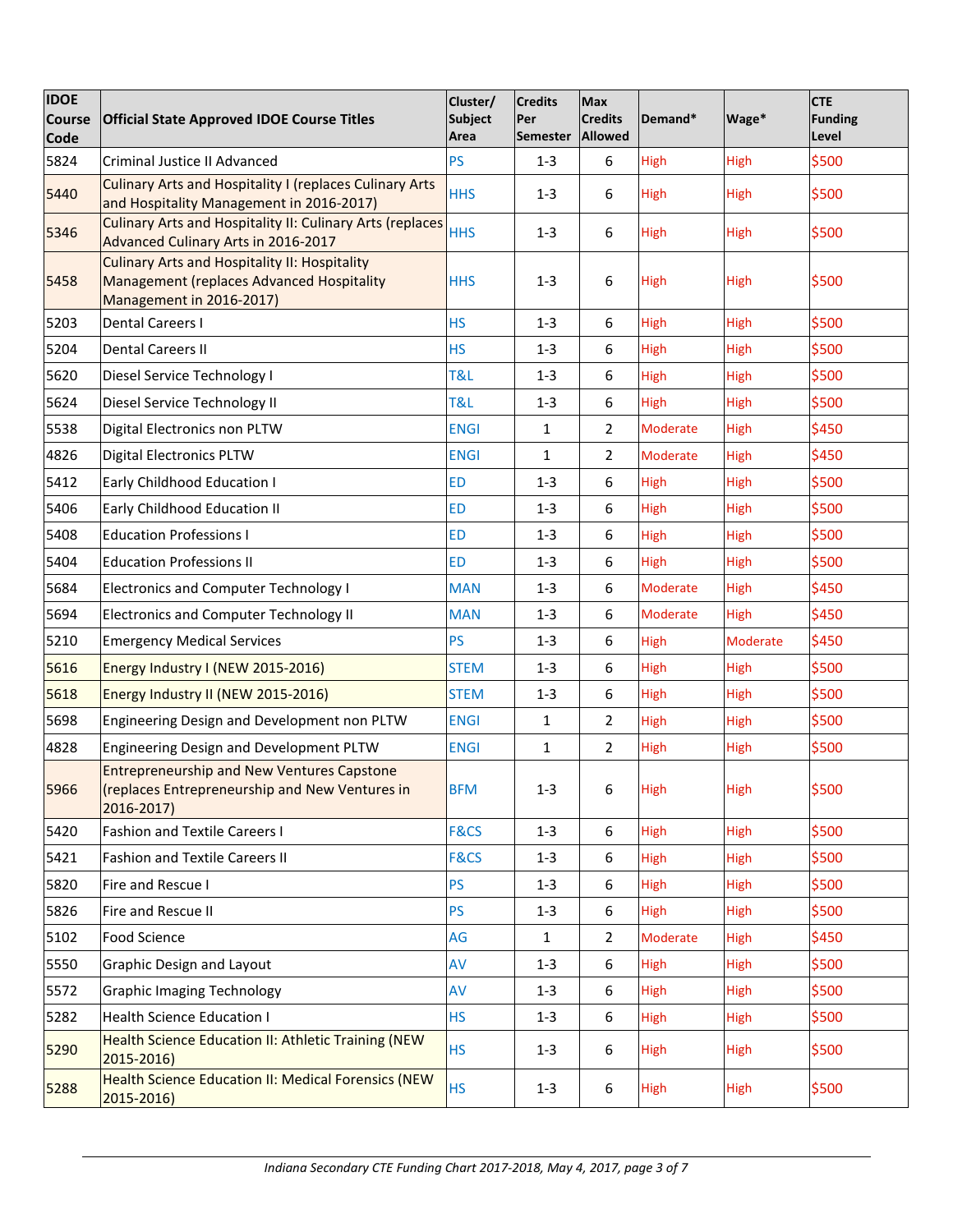| IDOE Course Code | Official State Approved IDOE Course Titles | Cluster/ Subject Area | Credits Per Semester | Max Credits Allowed | Demand* | Wage* | CTE Funding Level |
|---|---|---|---|---|---|---|---|
| 5824 | Criminal Justice II Advanced | PS | 1-3 | 6 | High | High | $500 |
| 5440 | Culinary Arts and Hospitality I (replaces Culinary Arts and Hospitality Management in 2016-2017) | HHS | 1-3 | 6 | High | High | $500 |
| 5346 | Culinary Arts and Hospitality II: Culinary Arts (replaces Advanced Culinary Arts in 2016-2017 | HHS | 1-3 | 6 | High | High | $500 |
| 5458 | Culinary Arts and Hospitality II: Hospitality Management (replaces Advanced Hospitality Management in 2016-2017) | HHS | 1-3 | 6 | High | High | $500 |
| 5203 | Dental Careers I | HS | 1-3 | 6 | High | High | $500 |
| 5204 | Dental Careers II | HS | 1-3 | 6 | High | High | $500 |
| 5620 | Diesel Service Technology I | T&L | 1-3 | 6 | High | High | $500 |
| 5624 | Diesel Service Technology II | T&L | 1-3 | 6 | High | High | $500 |
| 5538 | Digital Electronics non PLTW | ENGI | 1 | 2 | Moderate | High | $450 |
| 4826 | Digital Electronics PLTW | ENGI | 1 | 2 | Moderate | High | $450 |
| 5412 | Early Childhood Education I | ED | 1-3 | 6 | High | High | $500 |
| 5406 | Early Childhood Education II | ED | 1-3 | 6 | High | High | $500 |
| 5408 | Education Professions I | ED | 1-3 | 6 | High | High | $500 |
| 5404 | Education Professions II | ED | 1-3 | 6 | High | High | $500 |
| 5684 | Electronics and Computer Technology I | MAN | 1-3 | 6 | Moderate | High | $450 |
| 5694 | Electronics and Computer Technology II | MAN | 1-3 | 6 | Moderate | High | $450 |
| 5210 | Emergency Medical Services | PS | 1-3 | 6 | High | Moderate | $450 |
| 5616 | Energy Industry I (NEW 2015-2016) | STEM | 1-3 | 6 | High | High | $500 |
| 5618 | Energy Industry II (NEW 2015-2016) | STEM | 1-3 | 6 | High | High | $500 |
| 5698 | Engineering Design and Development non PLTW | ENGI | 1 | 2 | High | High | $500 |
| 4828 | Engineering Design and Development PLTW | ENGI | 1 | 2 | High | High | $500 |
| 5966 | Entrepreneurship and New Ventures Capstone (replaces Entrepreneurship and New Ventures in 2016-2017) | BFM | 1-3 | 6 | High | High | $500 |
| 5420 | Fashion and Textile Careers I | F&CS | 1-3 | 6 | High | High | $500 |
| 5421 | Fashion and Textile Careers II | F&CS | 1-3 | 6 | High | High | $500 |
| 5820 | Fire and Rescue I | PS | 1-3 | 6 | High | High | $500 |
| 5826 | Fire and Rescue II | PS | 1-3 | 6 | High | High | $500 |
| 5102 | Food Science | AG | 1 | 2 | Moderate | High | $450 |
| 5550 | Graphic Design and Layout | AV | 1-3 | 6 | High | High | $500 |
| 5572 | Graphic Imaging Technology | AV | 1-3 | 6 | High | High | $500 |
| 5282 | Health Science Education I | HS | 1-3 | 6 | High | High | $500 |
| 5290 | Health Science Education II: Athletic Training (NEW 2015-2016) | HS | 1-3 | 6 | High | High | $500 |
| 5288 | Health Science Education II: Medical Forensics (NEW 2015-2016) | HS | 1-3 | 6 | High | High | $500 |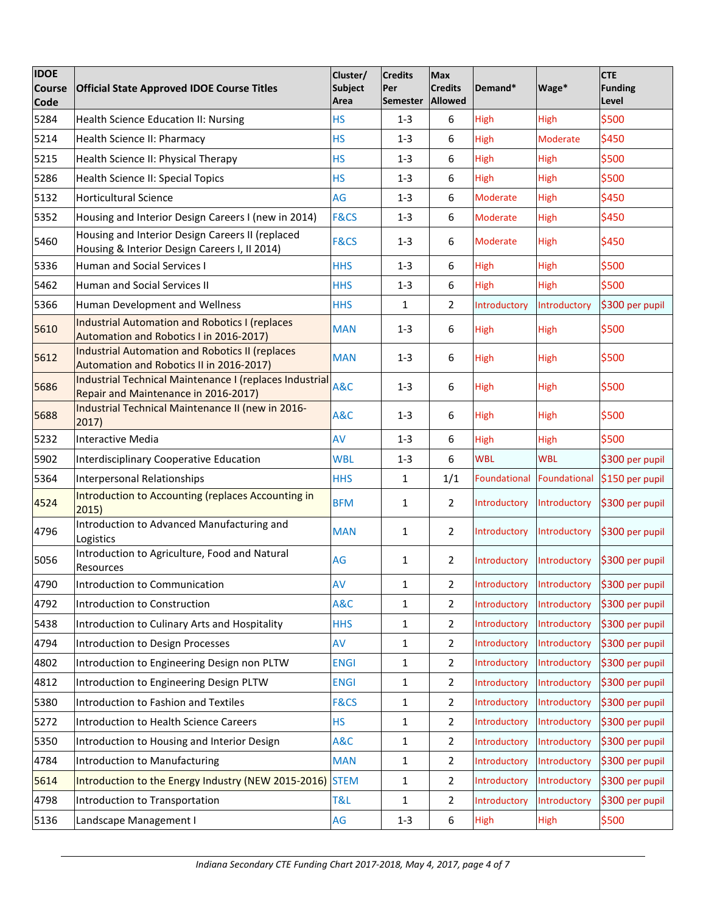| IDOE Course Code | Official State Approved IDOE Course Titles | Cluster/ Subject Area | Credits Per Semester | Max Credits Allowed | Demand* | Wage* | CTE Funding Level |
|---|---|---|---|---|---|---|---|
| 5284 | Health Science Education II: Nursing | HS | 1-3 | 6 | High | High | $500 |
| 5214 | Health Science II: Pharmacy | HS | 1-3 | 6 | High | Moderate | $450 |
| 5215 | Health Science II: Physical Therapy | HS | 1-3 | 6 | High | High | $500 |
| 5286 | Health Science II: Special Topics | HS | 1-3 | 6 | High | High | $500 |
| 5132 | Horticultural Science | AG | 1-3 | 6 | Moderate | High | $450 |
| 5352 | Housing and Interior Design Careers I (new in 2014) | F&CS | 1-3 | 6 | Moderate | High | $450 |
| 5460 | Housing and Interior Design Careers II (replaced Housing & Interior Design Careers I, II 2014) | F&CS | 1-3 | 6 | Moderate | High | $450 |
| 5336 | Human and Social Services I | HHS | 1-3 | 6 | High | High | $500 |
| 5462 | Human and Social Services II | HHS | 1-3 | 6 | High | High | $500 |
| 5366 | Human Development and Wellness | HHS | 1 | 2 | Introductory | Introductory | $300 per pupil |
| 5610 | Industrial Automation and Robotics I (replaces Automation and Robotics I in 2016-2017) | MAN | 1-3 | 6 | High | High | $500 |
| 5612 | Industrial Automation and Robotics II (replaces Automation and Robotics II in 2016-2017) | MAN | 1-3 | 6 | High | High | $500 |
| 5686 | Industrial Technical Maintenance I (replaces Industrial Repair and Maintenance in 2016-2017) | A&C | 1-3 | 6 | High | High | $500 |
| 5688 | Industrial Technical Maintenance II (new in 2016-2017) | A&C | 1-3 | 6 | High | High | $500 |
| 5232 | Interactive Media | AV | 1-3 | 6 | High | High | $500 |
| 5902 | Interdisciplinary Cooperative Education | WBL | 1-3 | 6 | WBL | WBL | $300 per pupil |
| 5364 | Interpersonal Relationships | HHS | 1 | 1/1 | Foundational | Foundational | $150 per pupil |
| 4524 | Introduction to Accounting (replaces Accounting in 2015) | BFM | 1 | 2 | Introductory | Introductory | $300 per pupil |
| 4796 | Introduction to Advanced Manufacturing and Logistics | MAN | 1 | 2 | Introductory | Introductory | $300 per pupil |
| 5056 | Introduction to Agriculture, Food and Natural Resources | AG | 1 | 2 | Introductory | Introductory | $300 per pupil |
| 4790 | Introduction to Communication | AV | 1 | 2 | Introductory | Introductory | $300 per pupil |
| 4792 | Introduction to Construction | A&C | 1 | 2 | Introductory | Introductory | $300 per pupil |
| 5438 | Introduction to Culinary Arts and Hospitality | HHS | 1 | 2 | Introductory | Introductory | $300 per pupil |
| 4794 | Introduction to Design Processes | AV | 1 | 2 | Introductory | Introductory | $300 per pupil |
| 4802 | Introduction to Engineering Design non PLTW | ENGI | 1 | 2 | Introductory | Introductory | $300 per pupil |
| 4812 | Introduction to Engineering Design PLTW | ENGI | 1 | 2 | Introductory | Introductory | $300 per pupil |
| 5380 | Introduction to Fashion and Textiles | F&CS | 1 | 2 | Introductory | Introductory | $300 per pupil |
| 5272 | Introduction to Health Science Careers | HS | 1 | 2 | Introductory | Introductory | $300 per pupil |
| 5350 | Introduction to Housing and Interior Design | A&C | 1 | 2 | Introductory | Introductory | $300 per pupil |
| 4784 | Introduction to Manufacturing | MAN | 1 | 2 | Introductory | Introductory | $300 per pupil |
| 5614 | Introduction to the Energy Industry (NEW 2015-2016) | STEM | 1 | 2 | Introductory | Introductory | $300 per pupil |
| 4798 | Introduction to Transportation | T&L | 1 | 2 | Introductory | Introductory | $300 per pupil |
| 5136 | Landscape Management I | AG | 1-3 | 6 | High | High | $500 |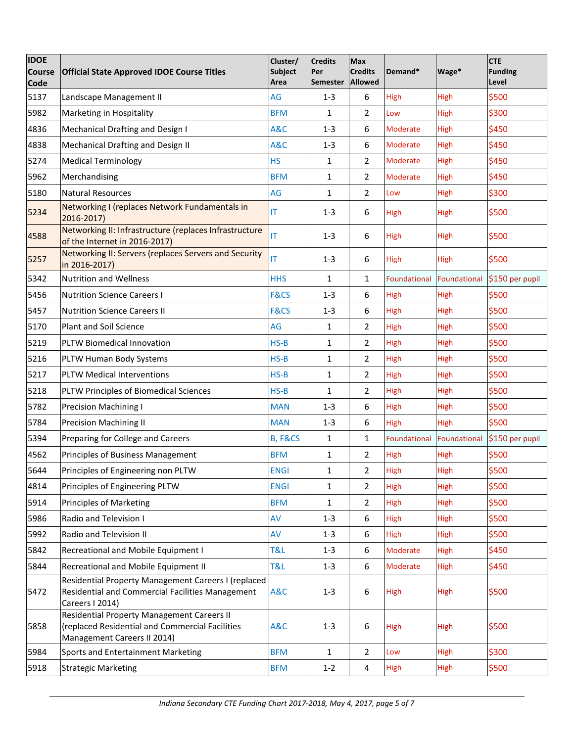| IDOE Course Code | Official State Approved IDOE Course Titles | Cluster/ Subject Area | Credits Per Semester | Max Credits Allowed | Demand* | Wage* | CTE Funding Level |
|---|---|---|---|---|---|---|---|
| 5137 | Landscape Management II | AG | 1-3 | 6 | High | High | $500 |
| 5982 | Marketing in Hospitality | BFM | 1 | 2 | Low | High | $300 |
| 4836 | Mechanical Drafting and Design I | A&C | 1-3 | 6 | Moderate | High | $450 |
| 4838 | Mechanical Drafting and Design II | A&C | 1-3 | 6 | Moderate | High | $450 |
| 5274 | Medical Terminology | HS | 1 | 2 | Moderate | High | $450 |
| 5962 | Merchandising | BFM | 1 | 2 | Moderate | High | $450 |
| 5180 | Natural Resources | AG | 1 | 2 | Low | High | $300 |
| 5234 | Networking I (replaces Network Fundamentals in 2016-2017) | IT | 1-3 | 6 | High | High | $500 |
| 4588 | Networking II: Infrastructure (replaces Infrastructure of the Internet in 2016-2017) | IT | 1-3 | 6 | High | High | $500 |
| 5257 | Networking II: Servers (replaces Servers and Security in 2016-2017) | IT | 1-3 | 6 | High | High | $500 |
| 5342 | Nutrition and Wellness | HHS | 1 | 1 | Foundational | Foundational | $150 per pupil |
| 5456 | Nutrition Science Careers I | F&CS | 1-3 | 6 | High | High | $500 |
| 5457 | Nutrition Science Careers II | F&CS | 1-3 | 6 | High | High | $500 |
| 5170 | Plant and Soil Science | AG | 1 | 2 | High | High | $500 |
| 5219 | PLTW Biomedical Innovation | HS-B | 1 | 2 | High | High | $500 |
| 5216 | PLTW Human Body Systems | HS-B | 1 | 2 | High | High | $500 |
| 5217 | PLTW Medical Interventions | HS-B | 1 | 2 | High | High | $500 |
| 5218 | PLTW Principles of Biomedical Sciences | HS-B | 1 | 2 | High | High | $500 |
| 5782 | Precision Machining I | MAN | 1-3 | 6 | High | High | $500 |
| 5784 | Precision Machining II | MAN | 1-3 | 6 | High | High | $500 |
| 5394 | Preparing for College and Careers | B, F&CS | 1 | 1 | Foundational | Foundational | $150 per pupil |
| 4562 | Principles of Business Management | BFM | 1 | 2 | High | High | $500 |
| 5644 | Principles of Engineering non PLTW | ENGI | 1 | 2 | High | High | $500 |
| 4814 | Principles of Engineering PLTW | ENGI | 1 | 2 | High | High | $500 |
| 5914 | Principles of Marketing | BFM | 1 | 2 | High | High | $500 |
| 5986 | Radio and Television I | AV | 1-3 | 6 | High | High | $500 |
| 5992 | Radio and Television II | AV | 1-3 | 6 | High | High | $500 |
| 5842 | Recreational and Mobile Equipment I | T&L | 1-3 | 6 | Moderate | High | $450 |
| 5844 | Recreational and Mobile Equipment II | T&L | 1-3 | 6 | Moderate | High | $450 |
| 5472 | Residential Property Management Careers I (replaced Residential and Commercial Facilities Management Careers I 2014) | A&C | 1-3 | 6 | High | High | $500 |
| 5858 | Residential Property Management Careers II (replaced Residential and Commercial Facilities Management Careers II 2014) | A&C | 1-3 | 6 | High | High | $500 |
| 5984 | Sports and Entertainment Marketing | BFM | 1 | 2 | Low | High | $300 |
| 5918 | Strategic Marketing | BFM | 1-2 | 4 | High | High | $500 |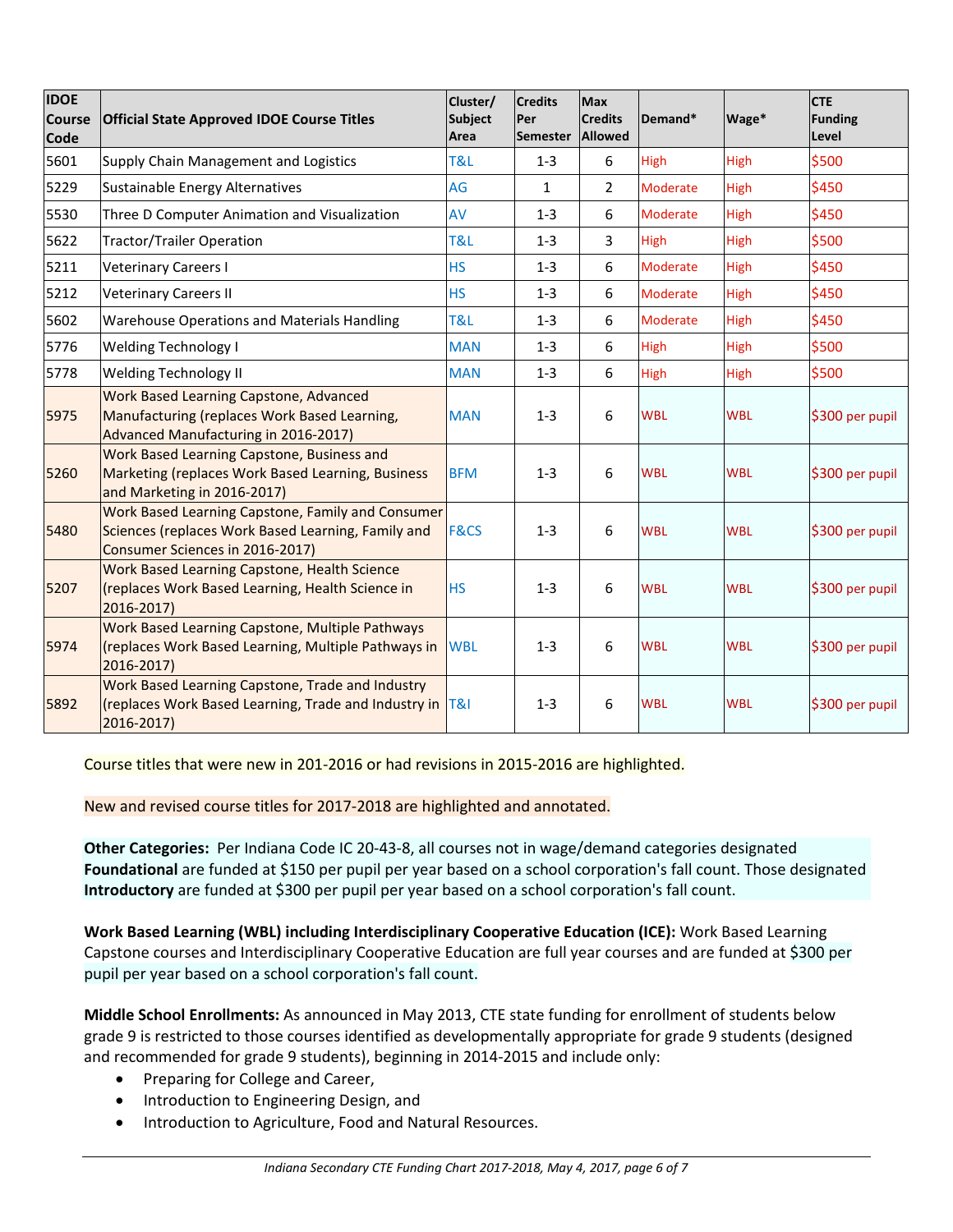| IDOE Course Code | Official State Approved IDOE Course Titles | Cluster/ Subject Area | Credits Per Semester | Max Credits Allowed | Demand* | Wage* | CTE Funding Level |
|---|---|---|---|---|---|---|---|
| 5601 | Supply Chain Management and Logistics | T&L | 1-3 | 6 | High | High | $500 |
| 5229 | Sustainable Energy Alternatives | AG | 1 | 2 | Moderate | High | $450 |
| 5530 | Three D Computer Animation and Visualization | AV | 1-3 | 6 | Moderate | High | $450 |
| 5622 | Tractor/Trailer Operation | T&L | 1-3 | 3 | High | High | $500 |
| 5211 | Veterinary Careers I | HS | 1-3 | 6 | Moderate | High | $450 |
| 5212 | Veterinary Careers II | HS | 1-3 | 6 | Moderate | High | $450 |
| 5602 | Warehouse Operations and Materials Handling | T&L | 1-3 | 6 | Moderate | High | $450 |
| 5776 | Welding Technology I | MAN | 1-3 | 6 | High | High | $500 |
| 5778 | Welding Technology II | MAN | 1-3 | 6 | High | High | $500 |
| 5975 | Work Based Learning Capstone, Advanced Manufacturing (replaces Work Based Learning, Advanced Manufacturing in 2016-2017) | MAN | 1-3 | 6 | WBL | WBL | $300 per pupil |
| 5260 | Work Based Learning Capstone, Business and Marketing (replaces Work Based Learning, Business and Marketing in 2016-2017) | BFM | 1-3 | 6 | WBL | WBL | $300 per pupil |
| 5480 | Work Based Learning Capstone, Family and Consumer Sciences (replaces Work Based Learning, Family and Consumer Sciences in 2016-2017) | F&CS | 1-3 | 6 | WBL | WBL | $300 per pupil |
| 5207 | Work Based Learning Capstone, Health Science (replaces Work Based Learning, Health Science in 2016-2017) | HS | 1-3 | 6 | WBL | WBL | $300 per pupil |
| 5974 | Work Based Learning Capstone, Multiple Pathways (replaces Work Based Learning, Multiple Pathways in 2016-2017) | WBL | 1-3 | 6 | WBL | WBL | $300 per pupil |
| 5892 | Work Based Learning Capstone, Trade and Industry (replaces Work Based Learning, Trade and Industry in 2016-2017) | T&I | 1-3 | 6 | WBL | WBL | $300 per pupil |

Course titles that were new in 201-2016 or had revisions in 2015-2016 are highlighted.

New and revised course titles for 2017-2018 are highlighted and annotated.

**Other Categories:** Per Indiana Code IC 20-43-8, all courses not in wage/demand categories designated **Foundational** are funded at $150 per pupil per year based on a school corporation's fall count. Those designated **Introductory** are funded at $300 per pupil per year based on a school corporation's fall count.

**Work Based Learning (WBL) including Interdisciplinary Cooperative Education (ICE):** Work Based Learning Capstone courses and Interdisciplinary Cooperative Education are full year courses and are funded at $300 per pupil per year based on a school corporation's fall count.

**Middle School Enrollments:** As announced in May 2013, CTE state funding for enrollment of students below grade 9 is restricted to those courses identified as developmentally appropriate for grade 9 students (designed and recommended for grade 9 students), beginning in 2014-2015 and include only:

- Preparing for College and Career,
- Introduction to Engineering Design, and
- Introduction to Agriculture, Food and Natural Resources.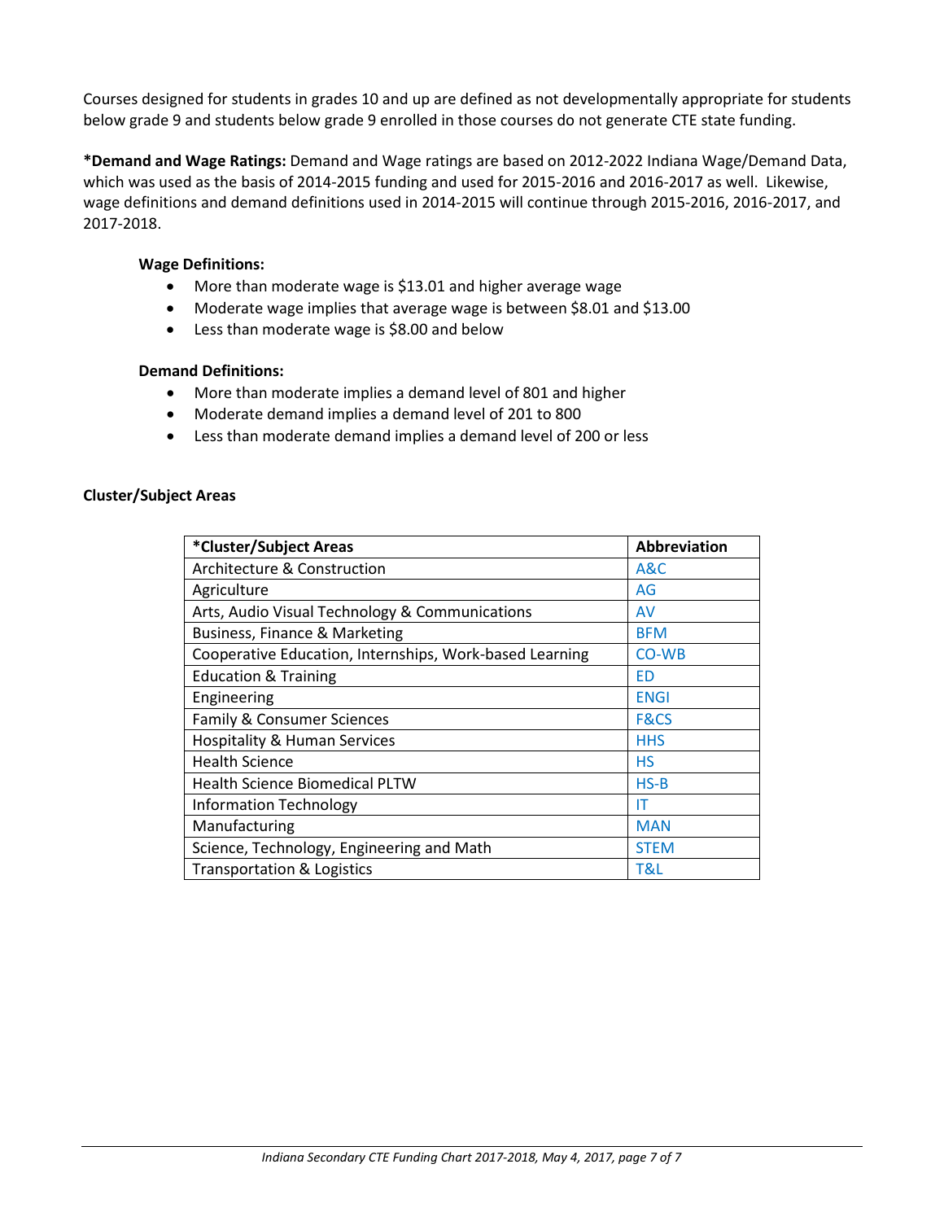Courses designed for students in grades 10 and up are defined as not developmentally appropriate for students below grade 9 and students below grade 9 enrolled in those courses do not generate CTE state funding.

**\*Demand and Wage Ratings:** Demand and Wage ratings are based on 2012-2022 Indiana Wage/Demand Data, which was used as the basis of 2014-2015 funding and used for 2015-2016 and 2016-2017 as well. Likewise, wage definitions and demand definitions used in 2014-2015 will continue through 2015-2016, 2016-2017, and 2017-2018.

**Wage Definitions:**

- More than moderate wage is $13.01 and higher average wage
- Moderate wage implies that average wage is between $8.01 and $13.00
- Less than moderate wage is $8.00 and below

**Demand Definitions:**

- More than moderate implies a demand level of 801 and higher
- Moderate demand implies a demand level of 201 to 800
- Less than moderate demand implies a demand level of 200 or less

**Cluster/Subject Areas**

| *Cluster/Subject Areas | Abbreviation |
|---|---|
| Architecture & Construction | A&C |
| Agriculture | AG |
| Arts, Audio Visual Technology & Communications | AV |
| Business, Finance & Marketing | BFM |
| Cooperative Education, Internships, Work-based Learning | CO-WB |
| Education & Training | ED |
| Engineering | ENGI |
| Family & Consumer Sciences | F&CS |
| Hospitality & Human Services | HHS |
| Health Science | HS |
| Health Science Biomedical PLTW | HS-B |
| Information Technology | IT |
| Manufacturing | MAN |
| Science, Technology, Engineering and Math | STEM |
| Transportation & Logistics | T&L |